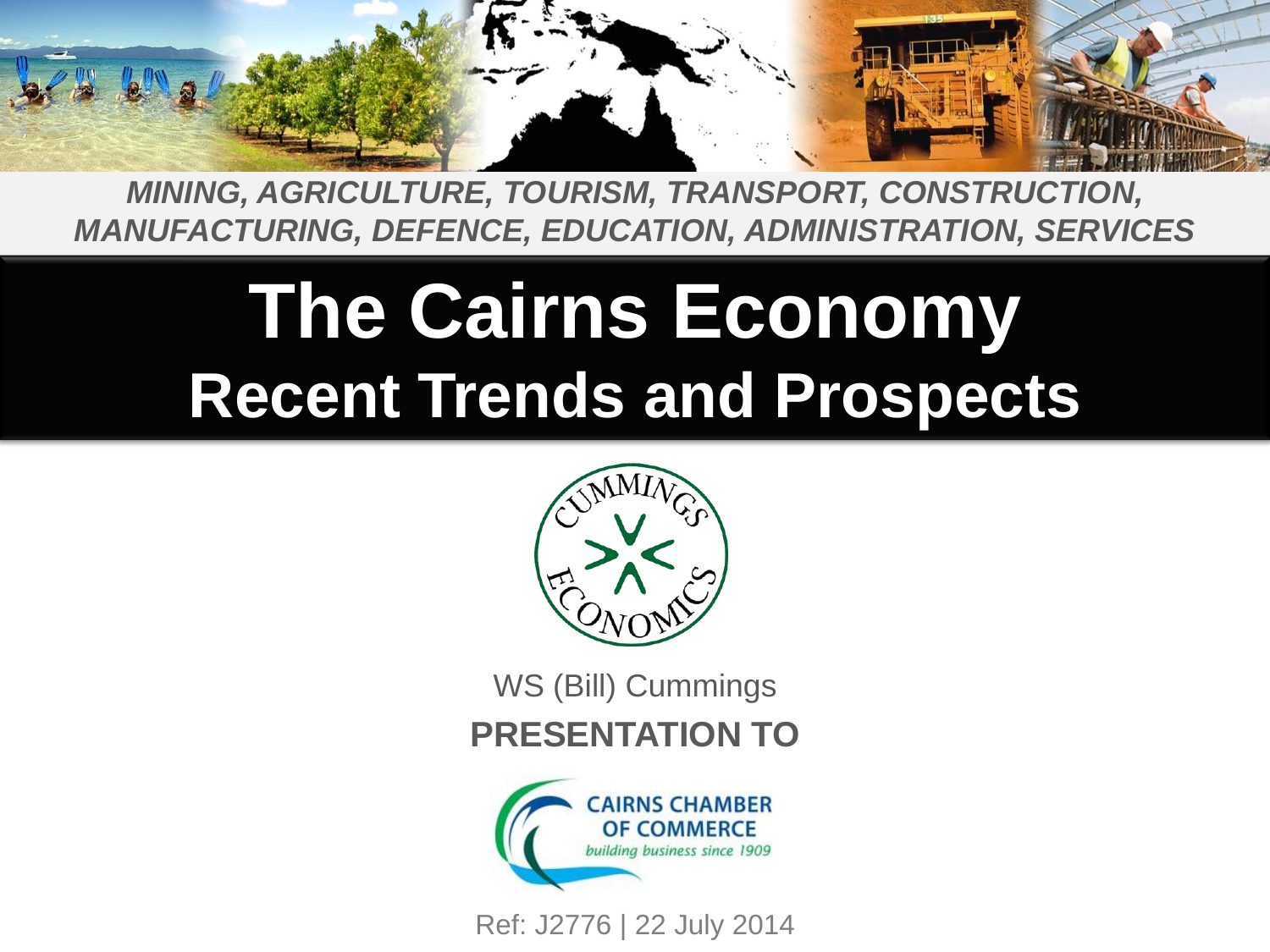*MINING, AGRICULTURE, TOURISM, TRANSPORT, CONSTRUCTION, MANUFACTURING, DEFENCE, EDUCATION, ADMINISTRATION, SERVICES*

# The Cairns Economy

## Recent Trends and Prospects

CUMMINGS ECONOMICS

WS (Bill) Cummings

**PRESENTATION TO**

CAIRNS CHAMBER OF COMMERCE
*building business since 1909*

Ref: J2776 | 22 July 2014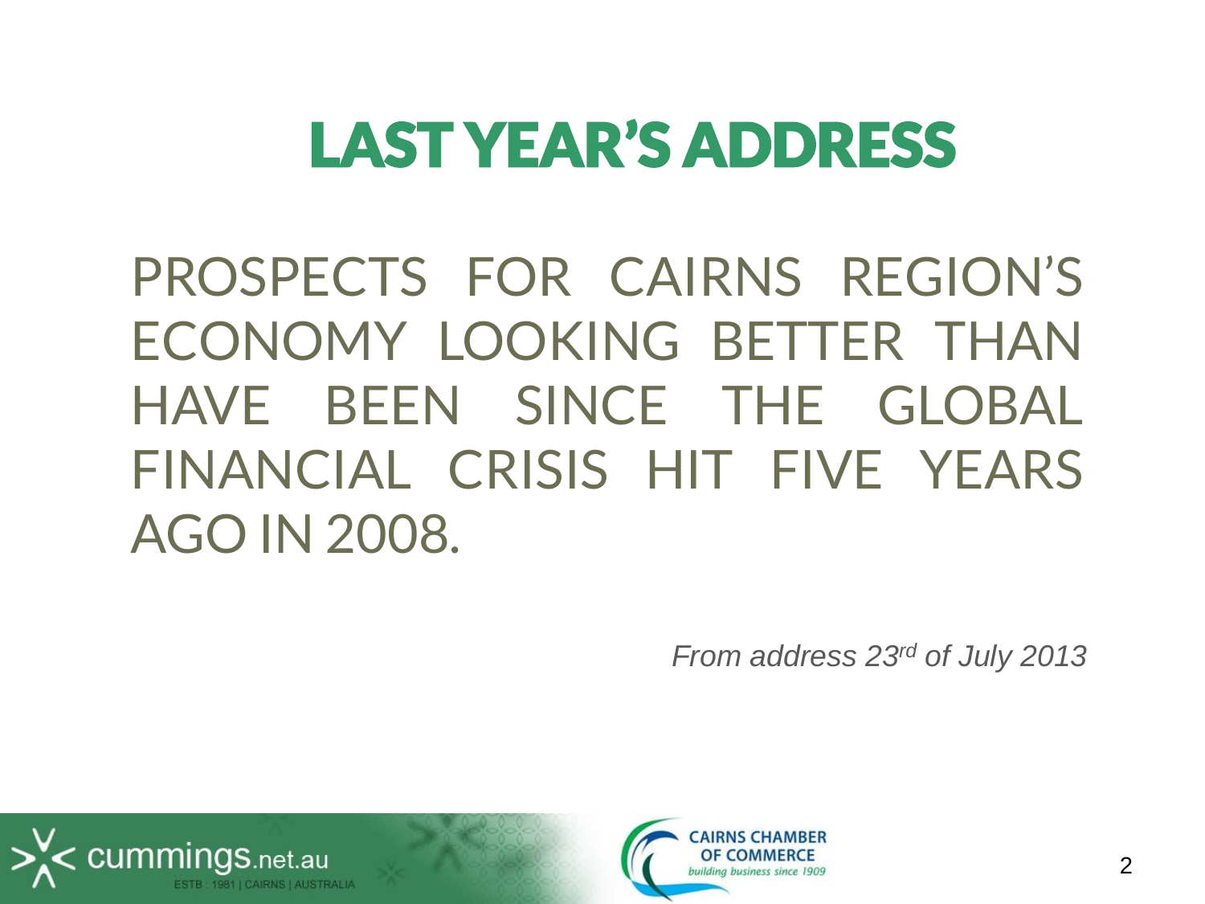# LAST YEAR'S ADDRESS

PROSPECTS FOR CAIRNS REGION'S ECONOMY LOOKING BETTER THAN HAVE BEEN SINCE THE GLOBAL FINANCIAL CRISIS HIT FIVE YEARS AGO IN 2008.

*From address 23rd of July 2013*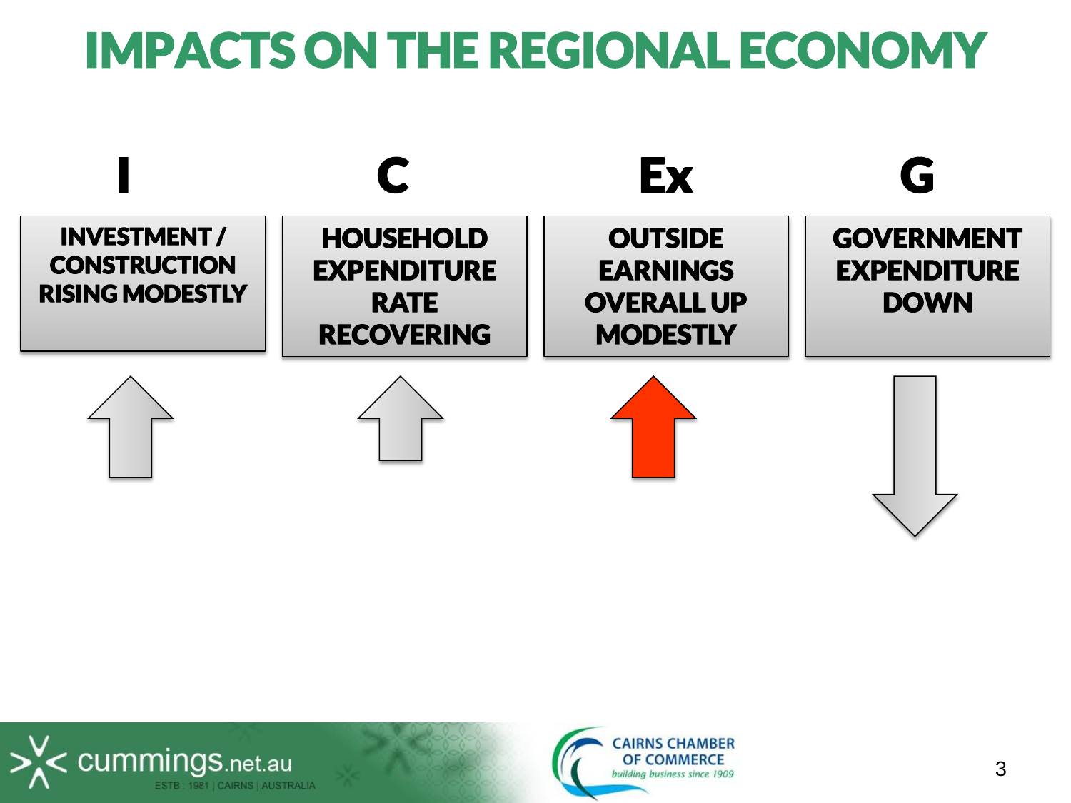# IMPACTS ON THE REGIONAL ECONOMY

**I**

INVESTMENT / CONSTRUCTION RISING MODESTLY

**C**

HOUSEHOLD EXPENDITURE RATE RECOVERING

**Ex**

OUTSIDE EARNINGS OVERALL UP MODESTLY

**G**

GOVERNMENT EXPENDITURE DOWN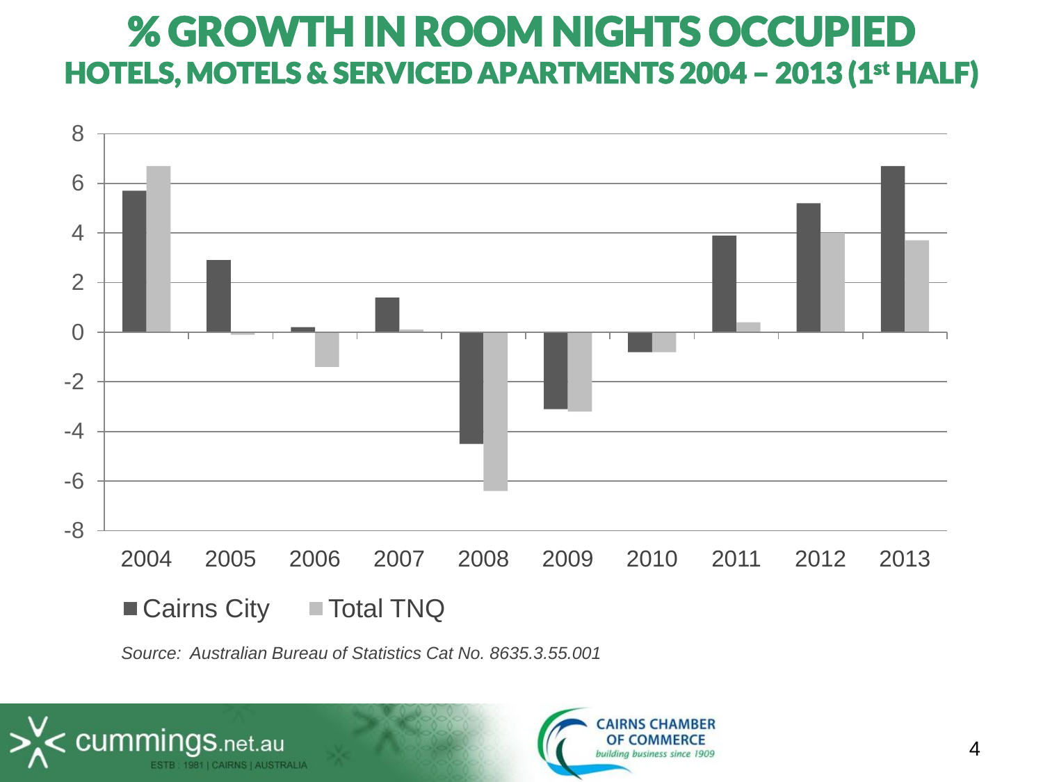# % GROWTH IN ROOM NIGHTS OCCUPIED

## HOTELS, MOTELS & SERVICED APARTMENTS 2004 – 2013 (1st HALF)

8
6
4
2
0
-2
-4
-6
-8

2004 2005 2006 2007 2008 2009 2010 2011 2012 2013

Cairns City
Total TNQ

*Source: Australian Bureau of Statistics Cat No. 8635.3.55.001*

cummings.net.au
ESTB : 1981 | CAIRNS | AUSTRALIA

CAIRNS CHAMBER OF COMMERCE
*building business since 1909*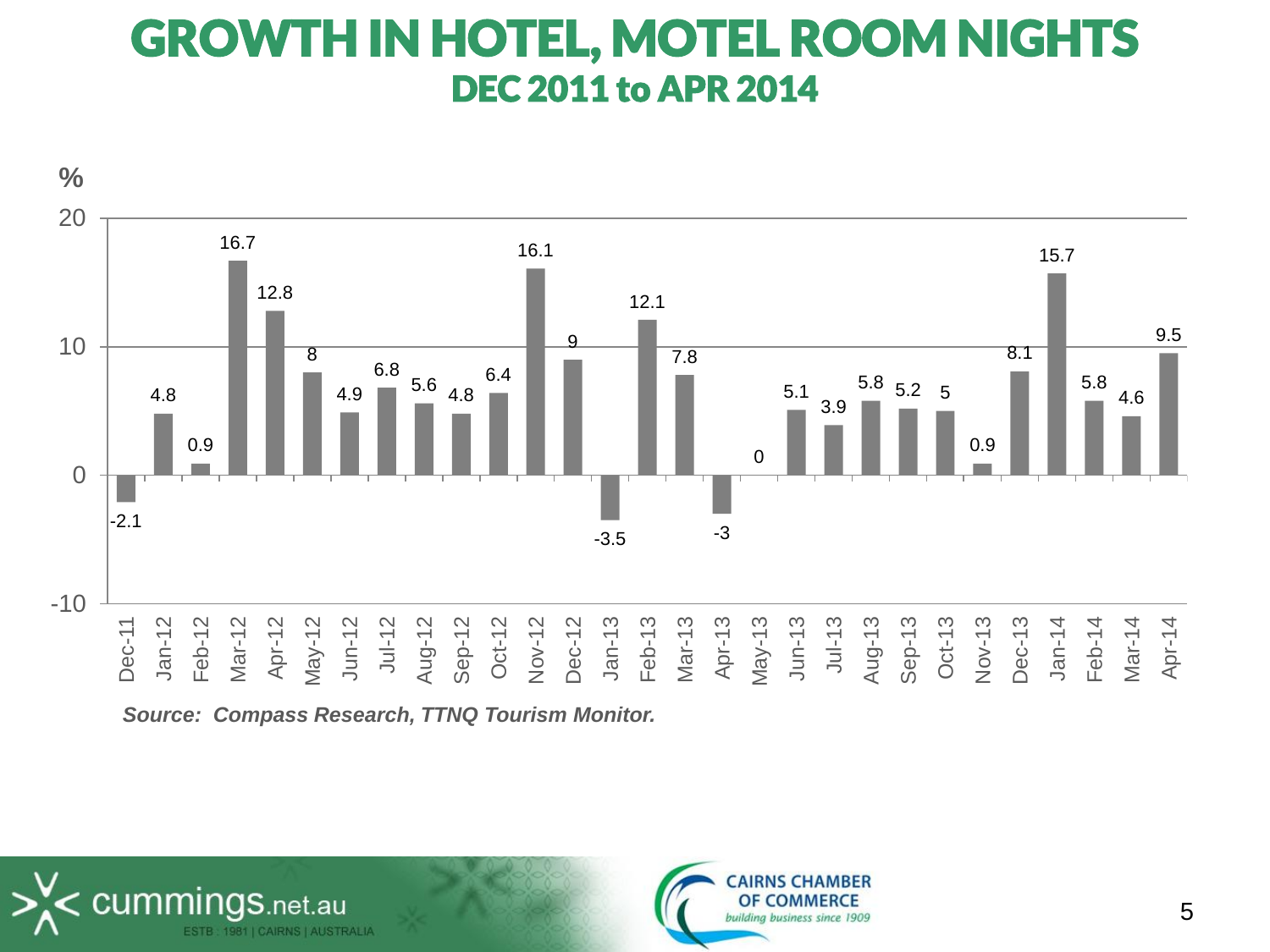# GROWTH IN HOTEL, MOTEL ROOM NIGHTS

## DEC 2011 to APR 2014

%

20

10

0

-10

-2.1 4.8 0.9 16.7 12.8 8 4.9 6.8 5.6 4.8 6.4 16.1 9 -3.5 12.1 7.8 -3 0 5.1 3.9 5.8 5.2 5 0.9 8.1 15.7 5.8 4.6 9.5

Dec-11 Jan-12 Feb-12 Mar-12 Apr-12 May-12 Jun-12 Jul-12 Aug-12 Sep-12 Oct-12 Nov-12 Dec-12 Jan-13 Feb-13 Mar-13 Apr-13 May-13 Jun-13 Jul-13 Aug-13 Sep-13 Oct-13 Nov-13 Dec-13 Jan-14 Feb-14 Mar-14 Apr-14

***Source: Compass Research, TTNQ Tourism Monitor.***

cummings.net.au
ESTB : 1981 | CAIRNS | AUSTRALIA

CAIRNS CHAMBER OF COMMERCE
*building business since 1909*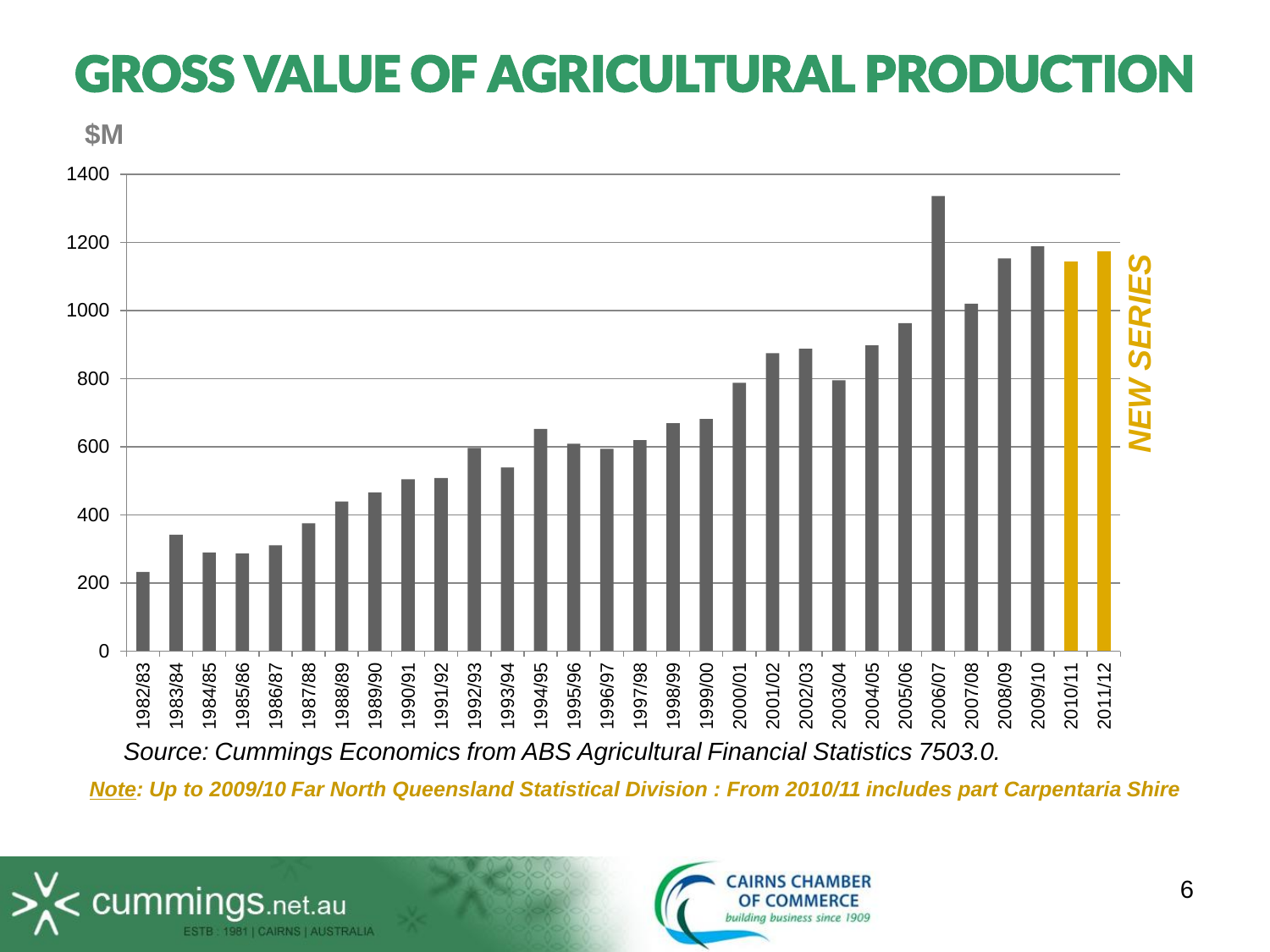# GROSS VALUE OF AGRICULTURAL PRODUCTION

$M

1400
1200
1000
800
600
400
200
0

1982/83
1983/84
1984/85
1985/86
1986/87
1987/88
1988/89
1989/90
1990/91
1991/92
1992/93
1993/94
1994/95
1995/96
1996/97
1997/98
1998/99
1999/00
2000/01
2001/02
2002/03
2003/04
2004/05
2005/06
2006/07
2007/08
2008/09
2009/10
2010/11
2011/12

NEW SERIES

*Source: Cummings Economics from ABS Agricultural Financial Statistics 7503.0.*

***Note*: Up to 2009/10 Far North Queensland Statistical Division : From 2010/11 includes part Carpentaria Shire**

cummings.net.au
ESTB : 1981 | CAIRNS | AUSTRALIA

CAIRNS CHAMBER OF COMMERCE
building business since 1909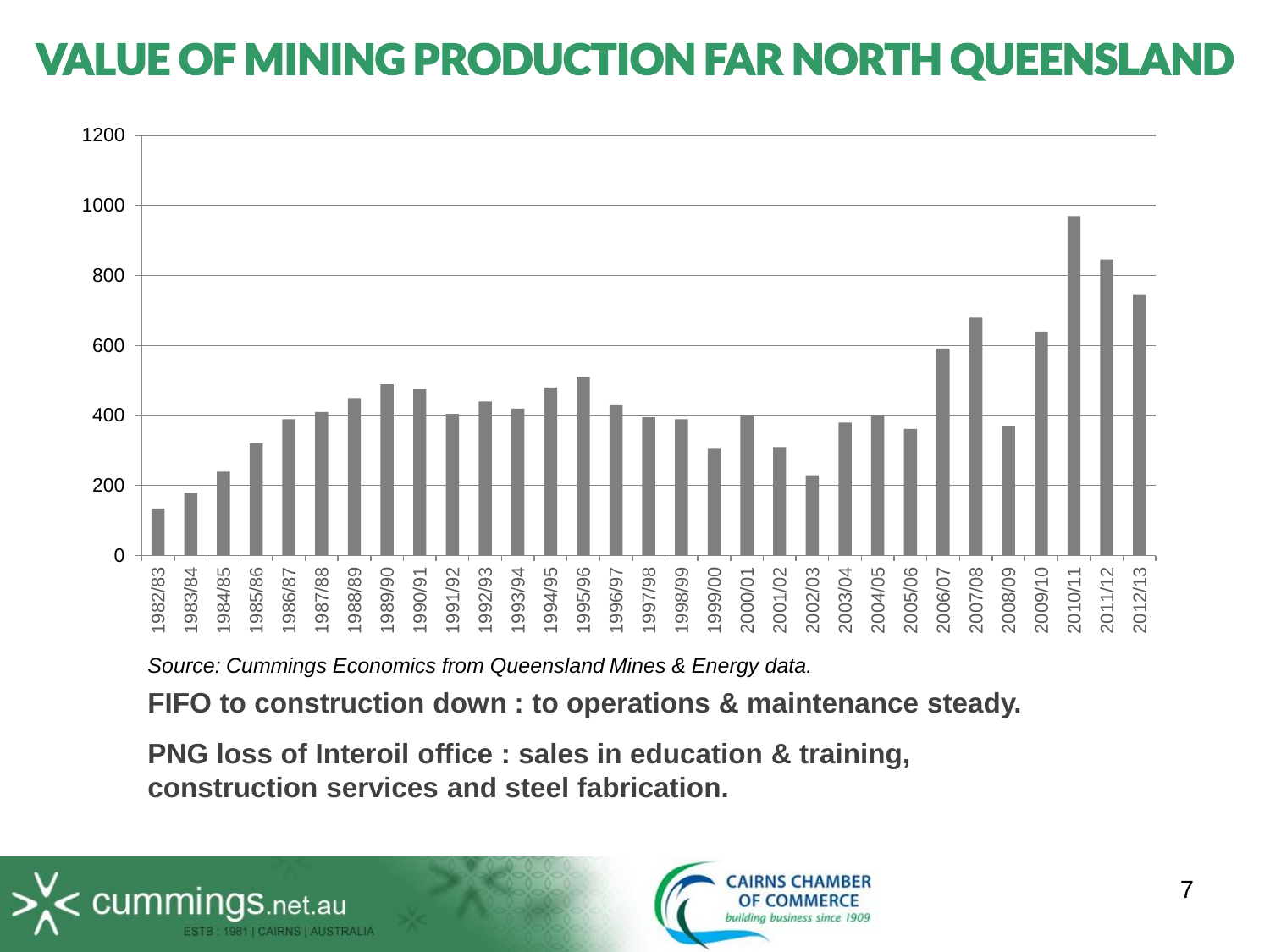# VALUE OF MINING PRODUCTION FAR NORTH QUEENSLAND

1200
1000
800
600
400
200
0

1982/83
1983/84
1984/85
1985/86
1986/87
1987/88
1988/89
1989/90
1990/91
1991/92
1992/93
1993/94
1994/95
1995/96
1996/97
1997/98
1998/99
1999/00
2000/01
2001/02
2002/03
2003/04
2004/05
2005/06
2006/07
2007/08
2008/09
2009/10
2010/11
2011/12
2012/13

*Source: Cummings Economics from Queensland Mines & Energy data.*

**FIFO to construction down : to operations & maintenance steady.**

**PNG loss of Interoil office : sales in education & training, construction services and steel fabrication.**

cummings.net.au
ESTB : 1981 | CAIRNS | AUSTRALIA

CAIRNS CHAMBER OF COMMERCE
*building business since 1909*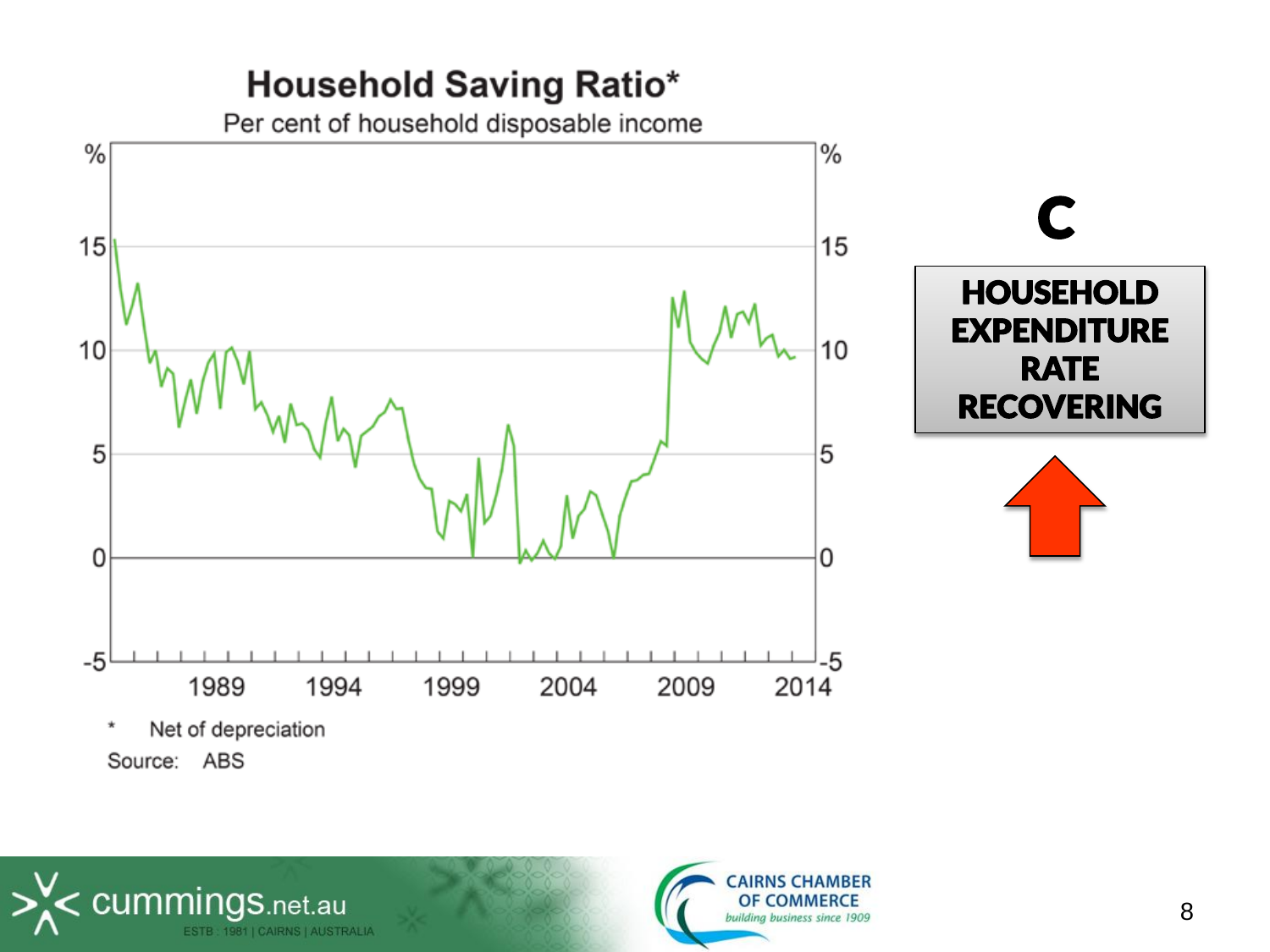## Household Saving Ratio*

Per cent of household disposable income

%

15

10

5

0

-5

1989 1994 1999 2004 2009 2014

\* Net of depreciation

Source: ABS

**C**

**HOUSEHOLD EXPENDITURE RATE RECOVERING**

cummings.net.au

ESTB : 1981 | CAIRNS | AUSTRALIA

CAIRNS CHAMBER OF COMMERCE

*building business since 1909*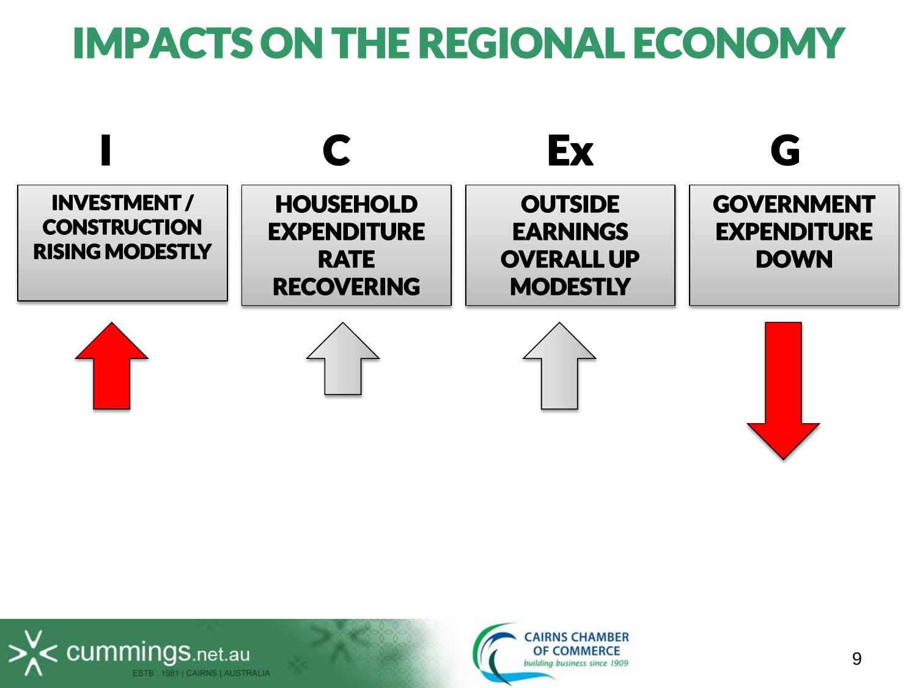# IMPACTS ON THE REGIONAL ECONOMY

**I**

**INVESTMENT / CONSTRUCTION RISING MODESTLY**

**C**

**HOUSEHOLD EXPENDITURE RATE RECOVERING**

**Ex**

**OUTSIDE EARNINGS OVERALL UP MODESTLY**

**G**

**GOVERNMENT EXPENDITURE DOWN**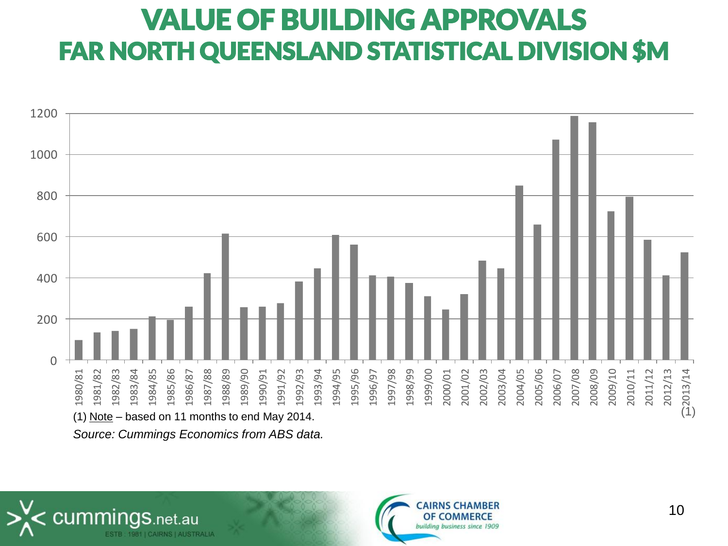# VALUE OF BUILDING APPROVALS

## FAR NORTH QUEENSLAND STATISTICAL DIVISION $M

(1) Note – based on 11 months to end May 2014.

*Source: Cummings Economics from ABS data.*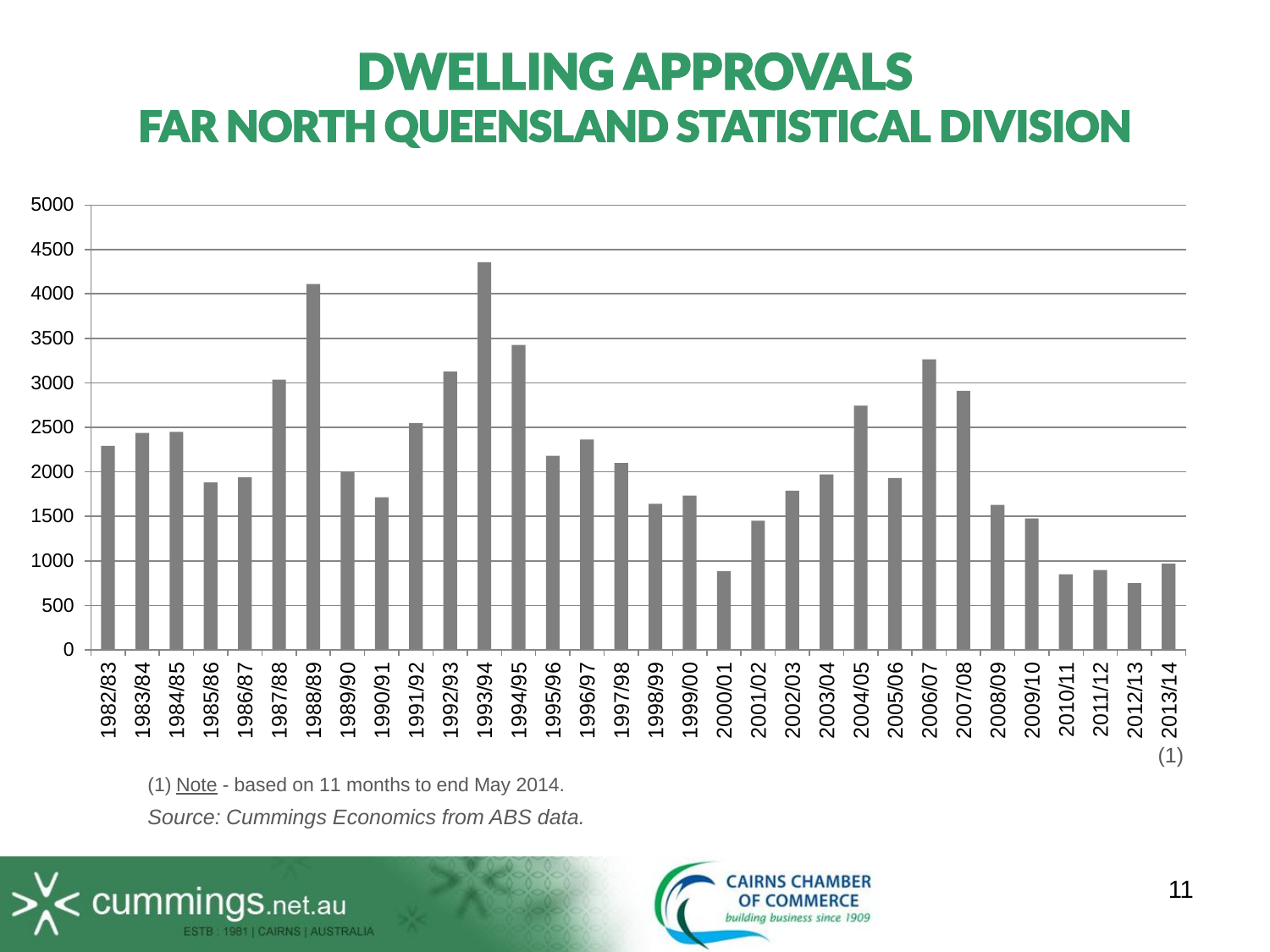# DWELLING APPROVALS
## FAR NORTH QUEENSLAND STATISTICAL DIVISION

5000
4500
4000
3500
3000
2500
2000
1500
1000
500
0

1982/83
1983/84
1984/85
1985/86
1986/87
1987/88
1988/89
1989/90
1990/91
1991/92
1992/93
1993/94
1994/95
1995/96
1996/97
1997/98
1998/99
1999/00
2000/01
2001/02
2002/03
2003/04
2004/05
2005/06
2006/07
2007/08
2008/09
2009/10
2010/11
2011/12
2012/13
2013/14
(1)

(1) Note - based on 11 months to end May 2014.

*Source: Cummings Economics from ABS data.*

cummings.net.au
ESTB : 1981 | CAIRNS | AUSTRALIA

CAIRNS CHAMBER OF COMMERCE
*building business since 1909*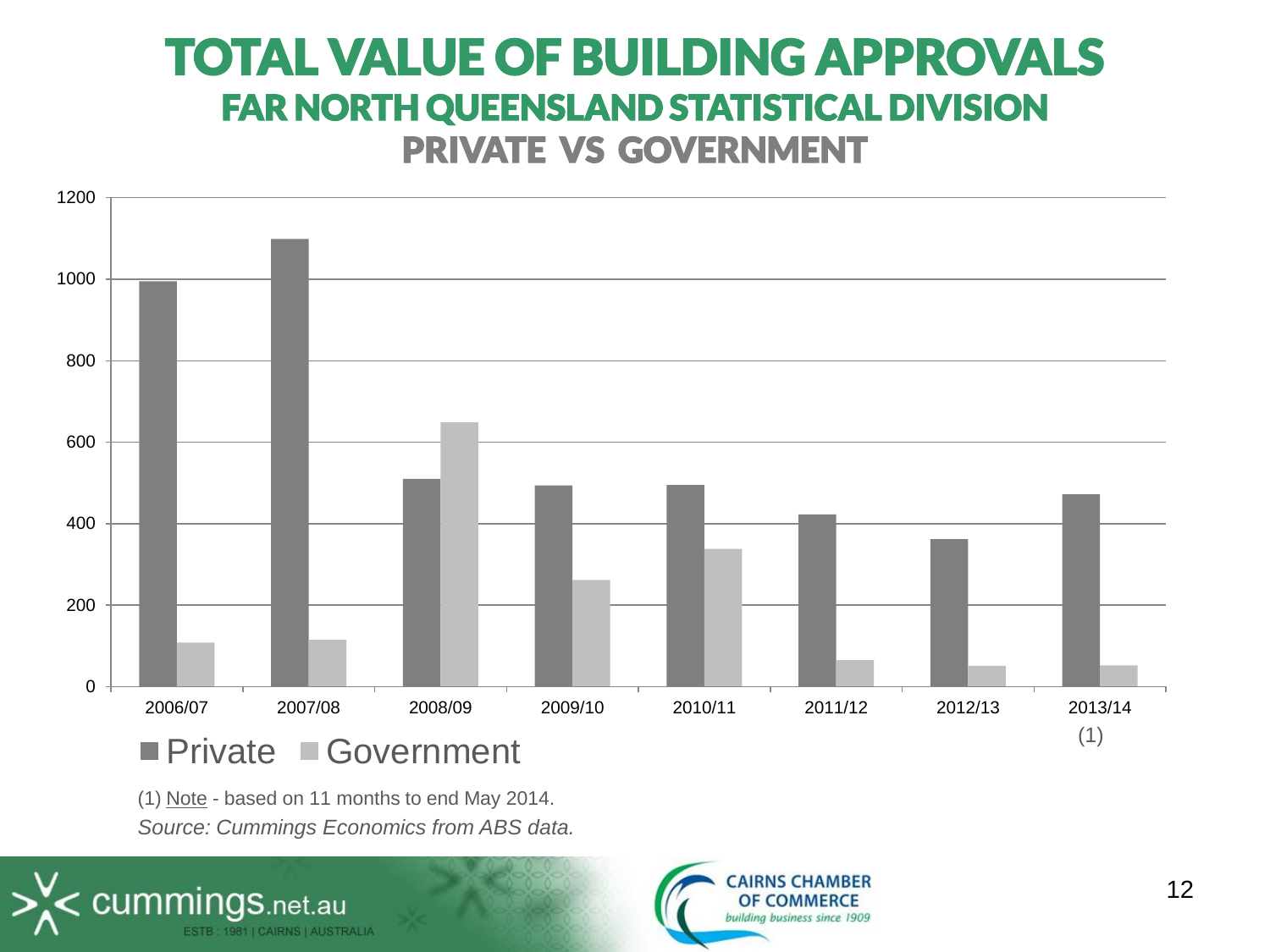# TOTAL VALUE OF BUILDING APPROVALS

## FAR NORTH QUEENSLAND STATISTICAL DIVISION

### PRIVATE VS GOVERNMENT

1200
1000
800
600
400
200
0

2006/07
2007/08
2008/09
2009/10
2010/11
2011/12
2012/13
2013/14 (1)

Private Government

(1) Note - based on 11 months to end May 2014.

*Source: Cummings Economics from ABS data.*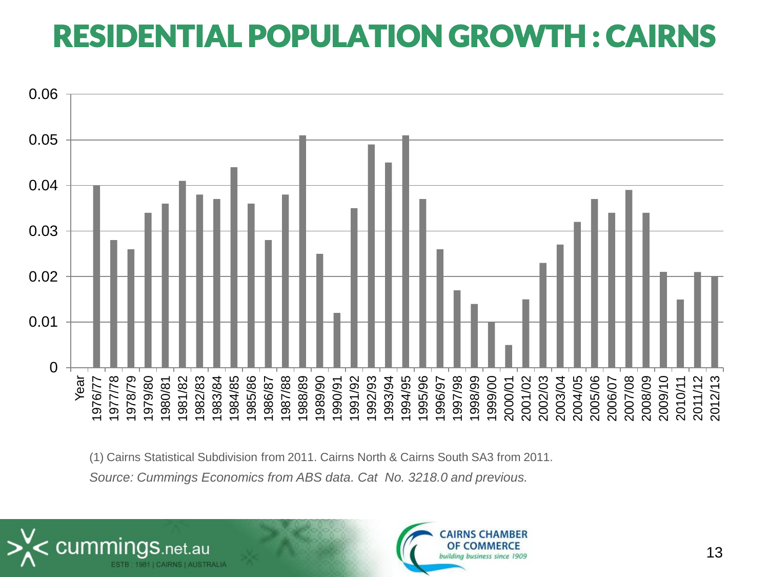# RESIDENTIAL POPULATION GROWTH : CAIRNS

0.06
0.05
0.04
0.03
0.02
0.01
0

Year
1976/77
1977/78
1978/79
1979/80
1980/81
1981/82
1982/83
1983/84
1984/85
1985/86
1986/87
1987/88
1988/89
1989/90
1990/91
1991/92
1992/93
1993/94
1994/95
1995/96
1996/97
1997/98
1998/99
1999/00
2000/01
2001/02
2002/03
2003/04
2004/05
2005/06
2006/07
2007/08
2008/09
2009/10
2010/11
2011/12
2012/13

(1) Cairns Statistical Subdivision from 2011. Cairns North & Cairns South SA3 from 2011.

*Source: Cummings Economics from ABS data. Cat No. 3218.0 and previous.*

cummings.net.au
ESTB : 1981 | CAIRNS | AUSTRALIA

CAIRNS CHAMBER OF COMMERCE
*building business since 1909*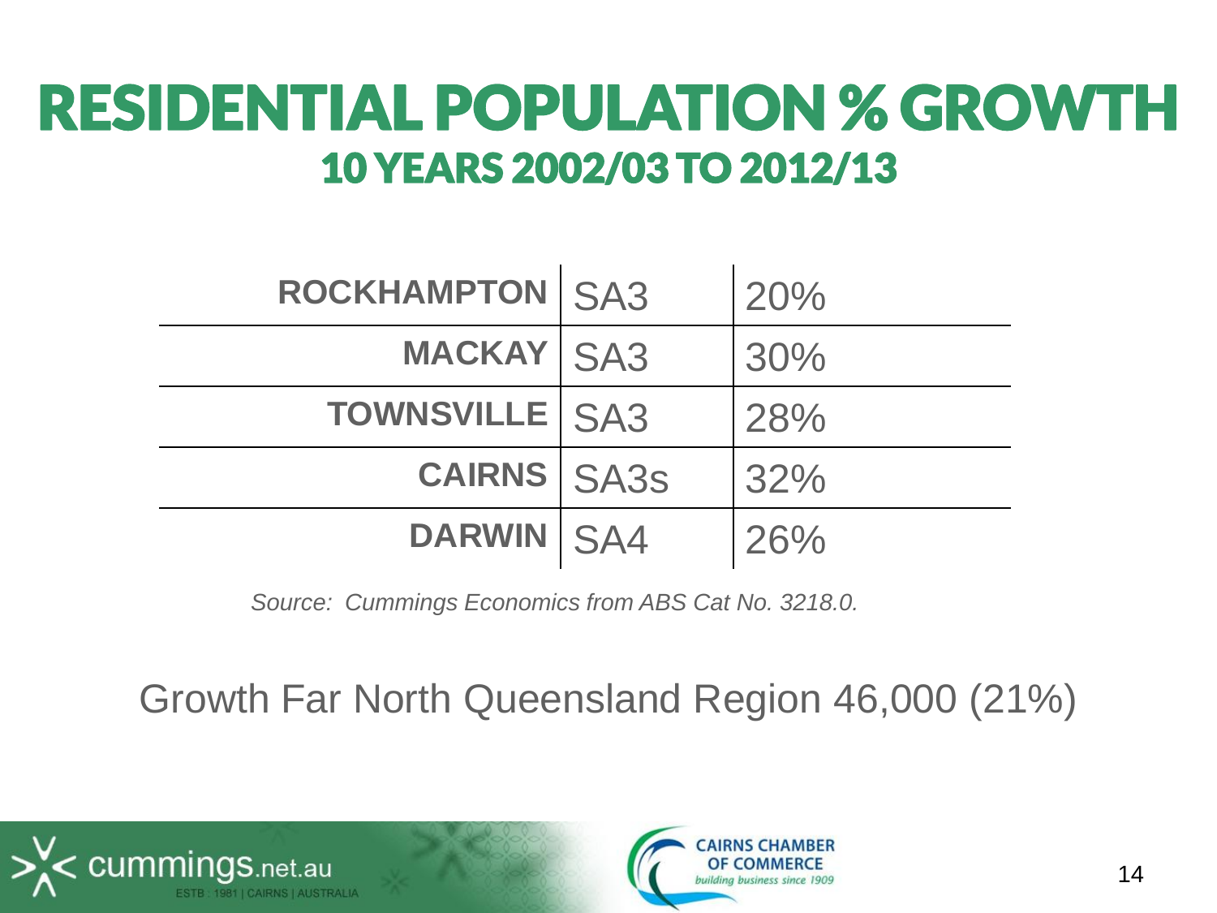# RESIDENTIAL POPULATION % GROWTH

## 10 YEARS 2002/03 TO 2012/13

| | | |
|---|---|---|
| **ROCKHAMPTON** | SA3 | 20% |
| **MACKAY** | SA3 | 30% |
| **TOWNSVILLE** | SA3 | 28% |
| **CAIRNS** | SA3s | 32% |
| **DARWIN** | SA4 | 26% |

*Source: Cummings Economics from ABS Cat No. 3218.0.*

Growth Far North Queensland Region 46,000 (21%)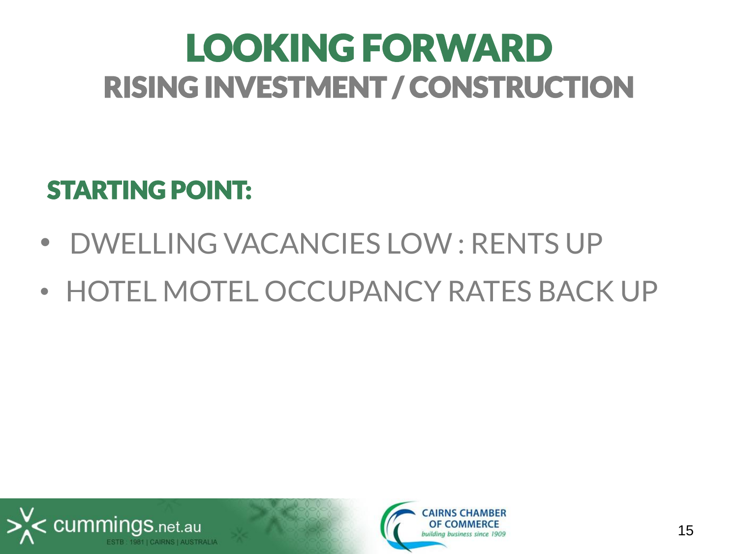# LOOKING FORWARD

## RISING INVESTMENT / CONSTRUCTION

### STARTING POINT:

- DWELLING VACANCIES LOW : RENTS UP
- HOTEL MOTEL OCCUPANCY RATES BACK UP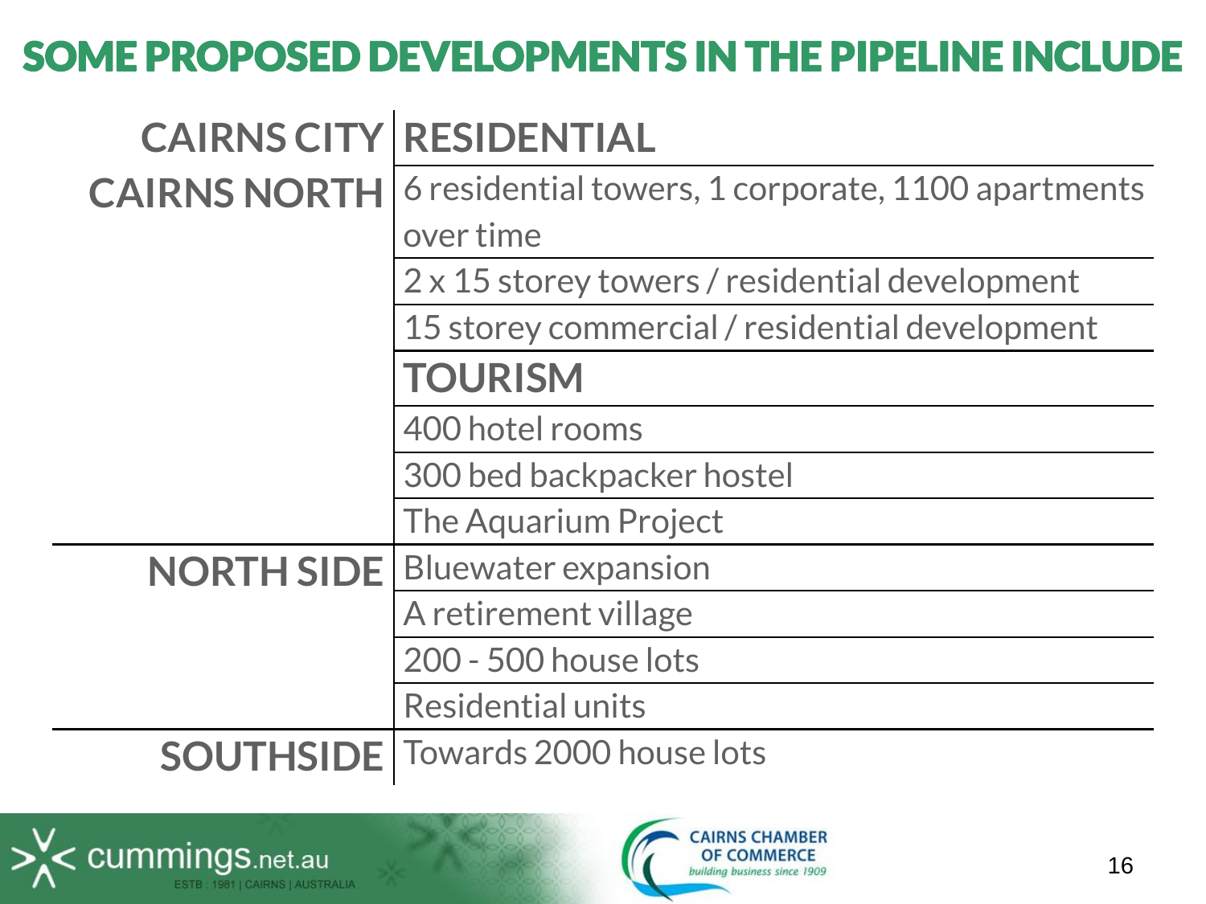# SOME PROPOSED DEVELOPMENTS IN THE PIPELINE INCLUDE

| | |
|---|---|
| **CAIRNS CITY** | **RESIDENTIAL** |
| **CAIRNS NORTH** | 6 residential towers, 1 corporate, 1100 apartments over time |
| | 2 x 15 storey towers / residential development |
| | 15 storey commercial / residential development |
| | **TOURISM** |
| | 400 hotel rooms |
| | 300 bed backpacker hostel |
| | The Aquarium Project |
| **NORTH SIDE** | Bluewater expansion |
| | A retirement village |
| | 200 - 500 house lots |
| | Residential units |
| **SOUTHSIDE** | Towards 2000 house lots |

cummings.net.au ESTB: 1981 | CAIRNS | AUSTRALIA

CAIRNS CHAMBER OF COMMERCE *building business since 1909*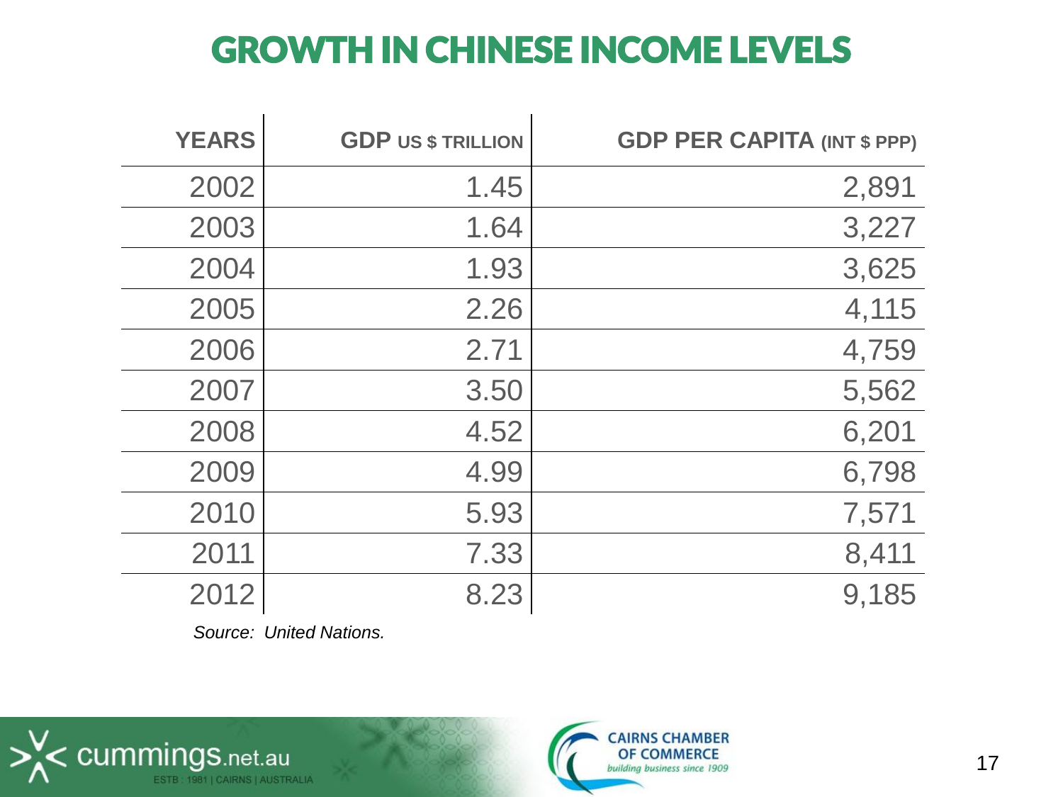# GROWTH IN CHINESE INCOME LEVELS

| YEARS | GDP US $ TRILLION | GDP PER CAPITA (INT $ PPP) |
|---|---|---|
| 2002 | 1.45 | 2,891 |
| 2003 | 1.64 | 3,227 |
| 2004 | 1.93 | 3,625 |
| 2005 | 2.26 | 4,115 |
| 2006 | 2.71 | 4,759 |
| 2007 | 3.50 | 5,562 |
| 2008 | 4.52 | 6,201 |
| 2009 | 4.99 | 6,798 |
| 2010 | 5.93 | 7,571 |
| 2011 | 7.33 | 8,411 |
| 2012 | 8.23 | 9,185 |

*Source: United Nations.*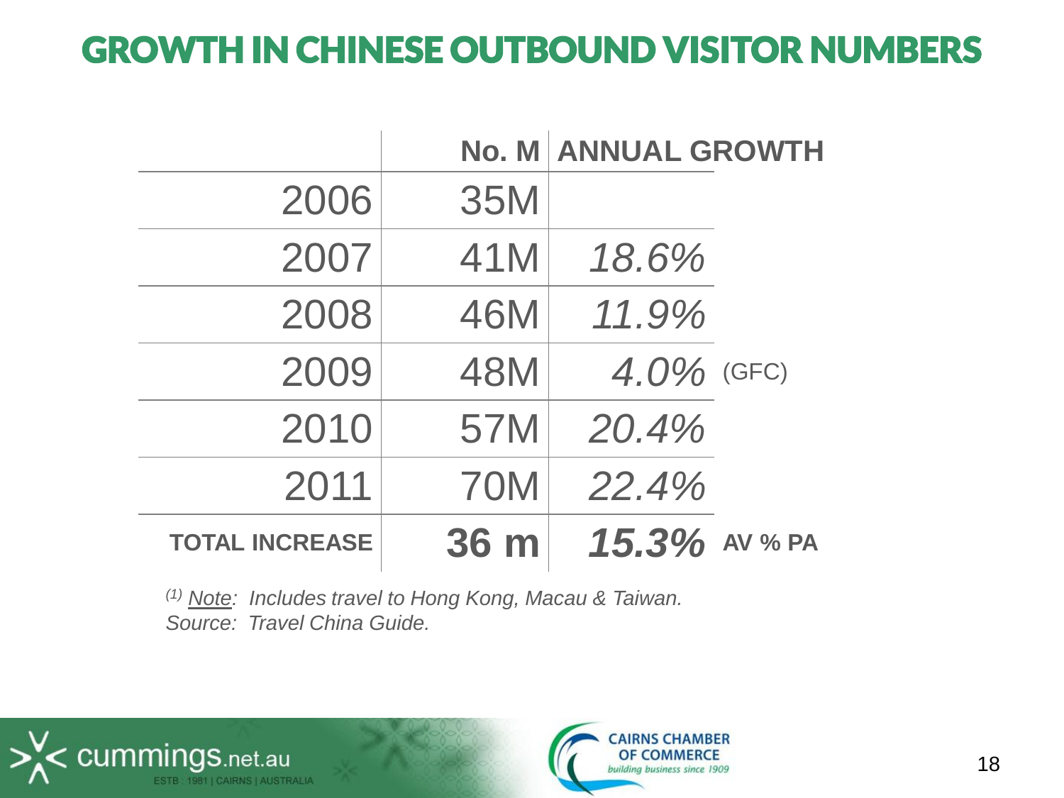# GROWTH IN CHINESE OUTBOUND VISITOR NUMBERS

| | No. M | ANNUAL GROWTH | |
|---|---|---|---|
| 2006 | 35M | | |
| 2007 | 41M | *18.6%* | |
| 2008 | 46M | *11.9%* | |
| 2009 | 48M | *4.0%* | (GFC) |
| 2010 | 57M | *20.4%* | |
| 2011 | 70M | *22.4%* | |
| **TOTAL INCREASE** | **36 m** | ***15.3%*** | **AV % PA** |

*[1] Note: Includes travel to Hong Kong, Macau & Taiwan.*
*Source: Travel China Guide.*

cummings.net.au ESTB : 1981 | CAIRNS | AUSTRALIA

CAIRNS CHAMBER OF COMMERCE *building business since 1909*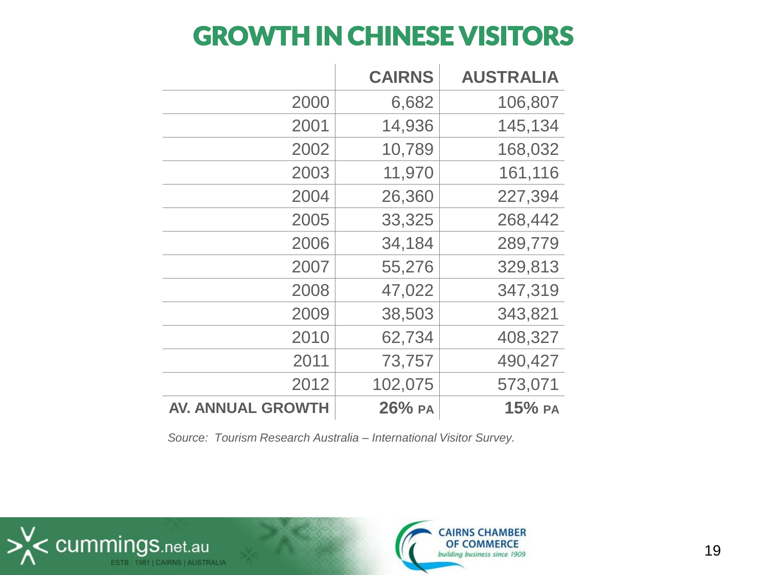# GROWTH IN CHINESE VISITORS

| | CAIRNS | AUSTRALIA |
|---|---|---|
| 2000 | 6,682 | 106,807 |
| 2001 | 14,936 | 145,134 |
| 2002 | 10,789 | 168,032 |
| 2003 | 11,970 | 161,116 |
| 2004 | 26,360 | 227,394 |
| 2005 | 33,325 | 268,442 |
| 2006 | 34,184 | 289,779 |
| 2007 | 55,276 | 329,813 |
| 2008 | 47,022 | 347,319 |
| 2009 | 38,503 | 343,821 |
| 2010 | 62,734 | 408,327 |
| 2011 | 73,757 | 490,427 |
| 2012 | 102,075 | 573,071 |
| **AV. ANNUAL GROWTH** | **26% PA** | **15% PA** |

*Source: Tourism Research Australia – International Visitor Survey.*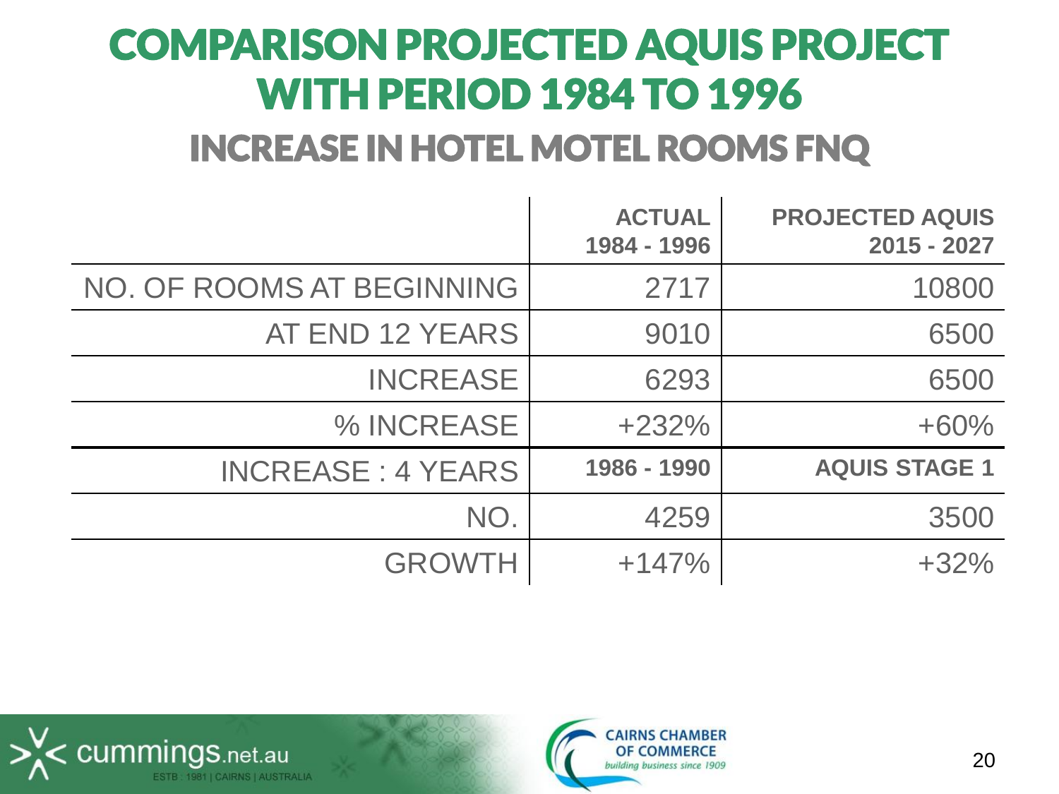# COMPARISON PROJECTED AQUIS PROJECT WITH PERIOD 1984 TO 1996

## INCREASE IN HOTEL MOTEL ROOMS FNQ

| | **ACTUAL 1984 - 1996** | **PROJECTED AQUIS 2015 - 2027** |
|---|---|---|
| NO. OF ROOMS AT BEGINNING | 2717 | 10800 |
| AT END 12 YEARS | 9010 | 6500 |
| INCREASE | 6293 | 6500 |
| % INCREASE | +232% | +60% |
| INCREASE : 4 YEARS | **1986 - 1990** | **AQUIS STAGE 1** |
| NO. | 4259 | 3500 |
| GROWTH | +147% | +32% |

cummings.net.au
ESTB : 1981 | CAIRNS | AUSTRALIA

CAIRNS CHAMBER OF COMMERCE
*building business since 1909*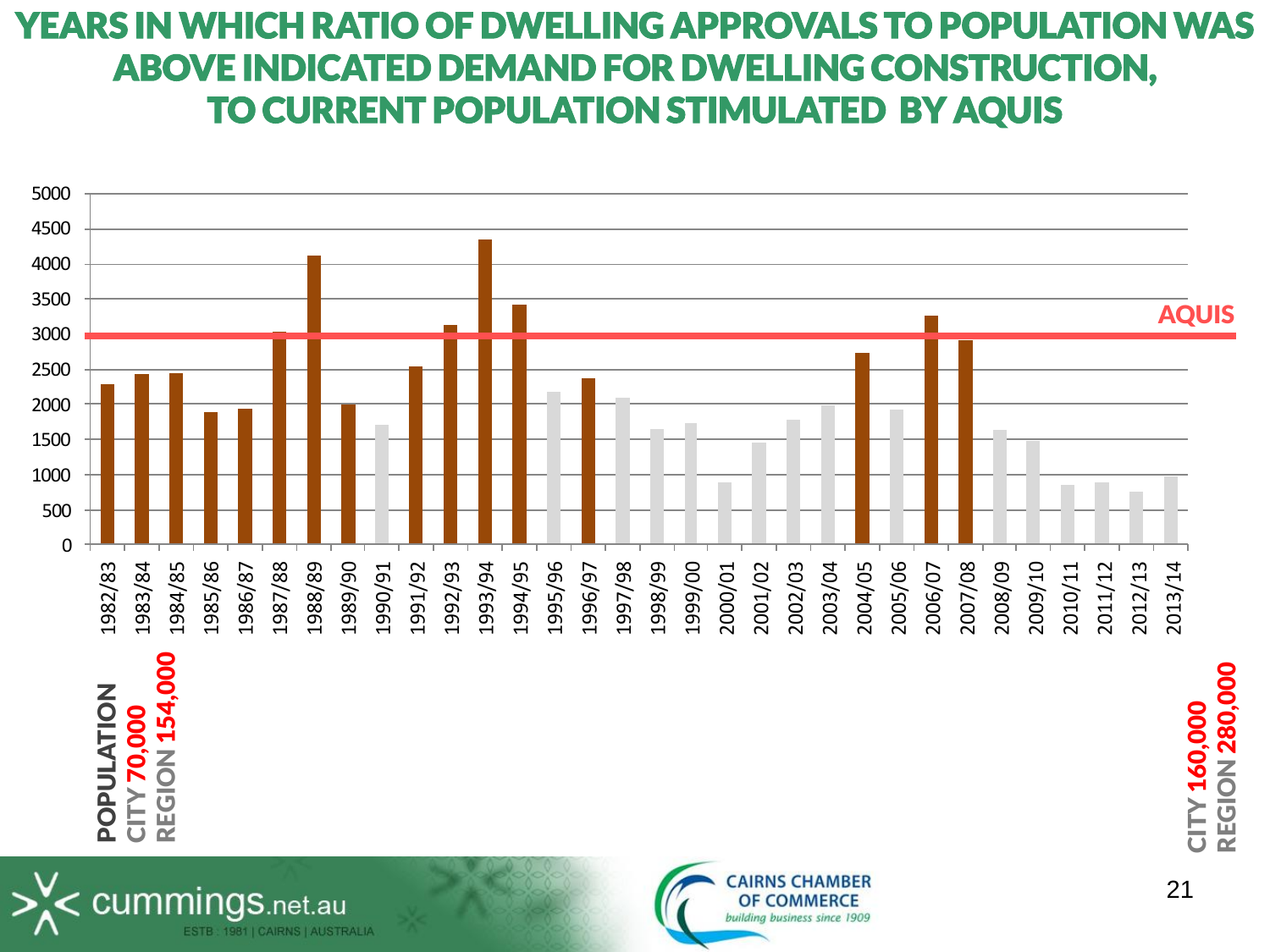# YEARS IN WHICH RATIO OF DWELLING APPROVALS TO POPULATION WAS ABOVE INDICATED DEMAND FOR DWELLING CONSTRUCTION, TO CURRENT POPULATION STIMULATED BY AQUIS

5000
4500
4000
3500
3000
2500
2000
1500
1000
500
0

AQUIS

1982/83 1983/84 1984/85 1985/86 1986/87 1987/88 1988/89 1989/90 1990/91 1991/92 1992/93 1993/94 1994/95 1995/96 1996/97 1997/98 1998/99 1999/00 2000/01 2001/02 2002/03 2003/04 2004/05 2005/06 2006/07 2007/08 2008/09 2009/10 2010/11 2011/12 2012/13 2013/14

POPULATION
CITY 70,000
REGION 154,000

CITY 160,000
REGION 280,000

cummings.net.au
ESTB : 1981 | CAIRNS | AUSTRALIA

CAIRNS CHAMBER OF COMMERCE
*building business since 1909*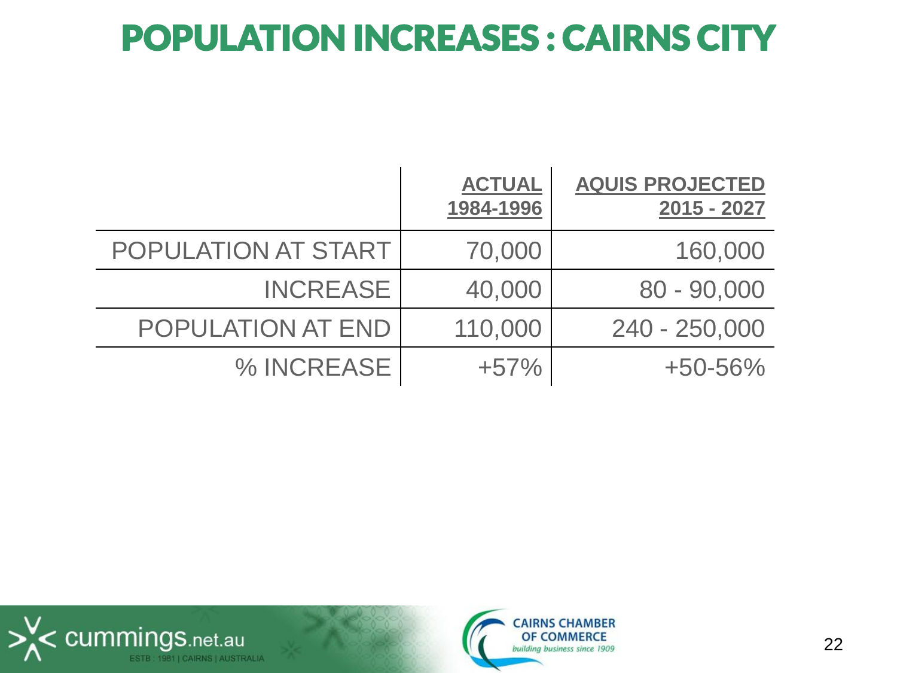# POPULATION INCREASES : CAIRNS CITY

| | ACTUAL 1984-1996 | AQUIS PROJECTED 2015 - 2027 |
|---|---|---|
| POPULATION AT START | 70,000 | 160,000 |
| INCREASE | 40,000 | 80 - 90,000 |
| POPULATION AT END | 110,000 | 240 - 250,000 |
| % INCREASE | +57% | +50-56% |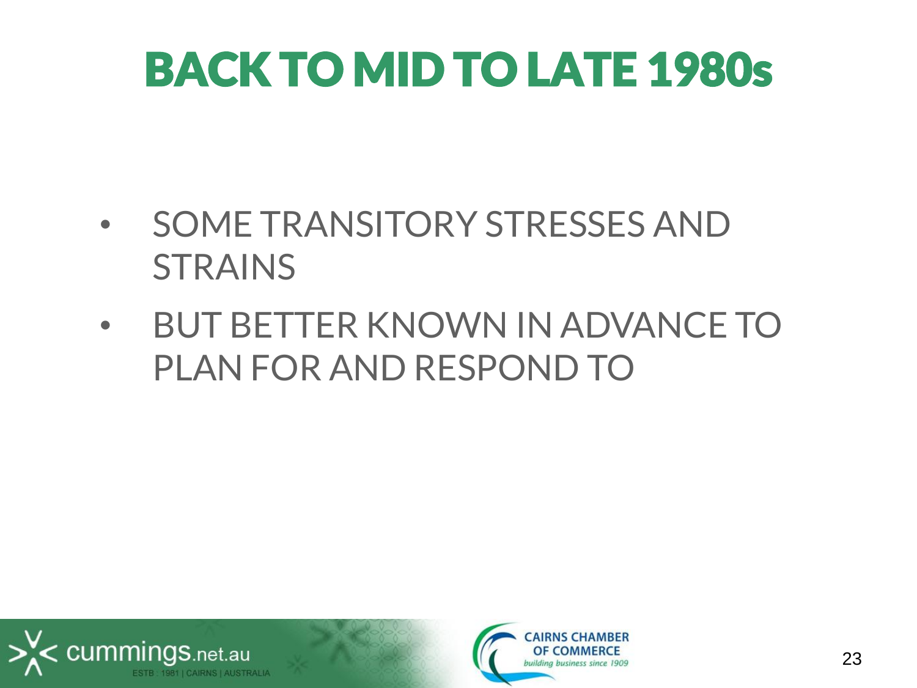# BACK TO MID TO LATE 1980s

- SOME TRANSITORY STRESSES AND STRAINS
- BUT BETTER KNOWN IN ADVANCE TO PLAN FOR AND RESPOND TO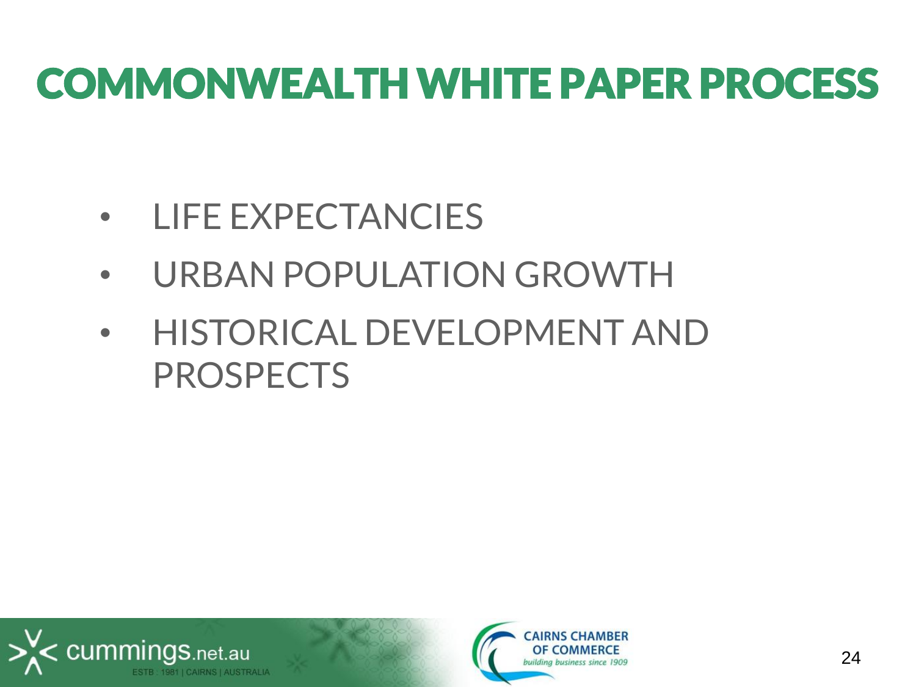# COMMONWEALTH WHITE PAPER PROCESS

- LIFE EXPECTANCIES
- URBAN POPULATION GROWTH
- HISTORICAL DEVELOPMENT AND PROSPECTS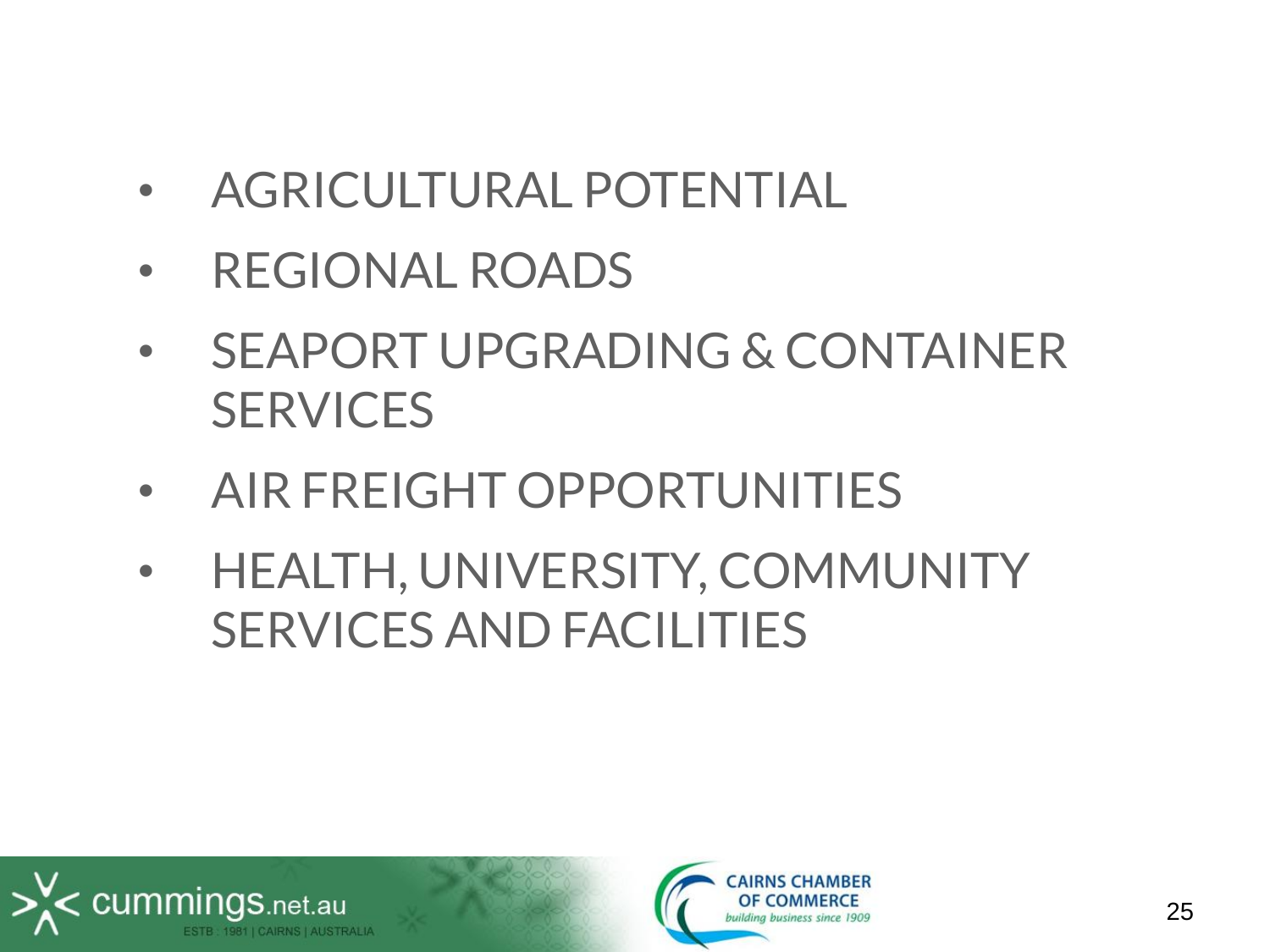- AGRICULTURAL POTENTIAL
- REGIONAL ROADS
- SEAPORT UPGRADING & CONTAINER SERVICES
- AIR FREIGHT OPPORTUNITIES
- HEALTH, UNIVERSITY, COMMUNITY SERVICES AND FACILITIES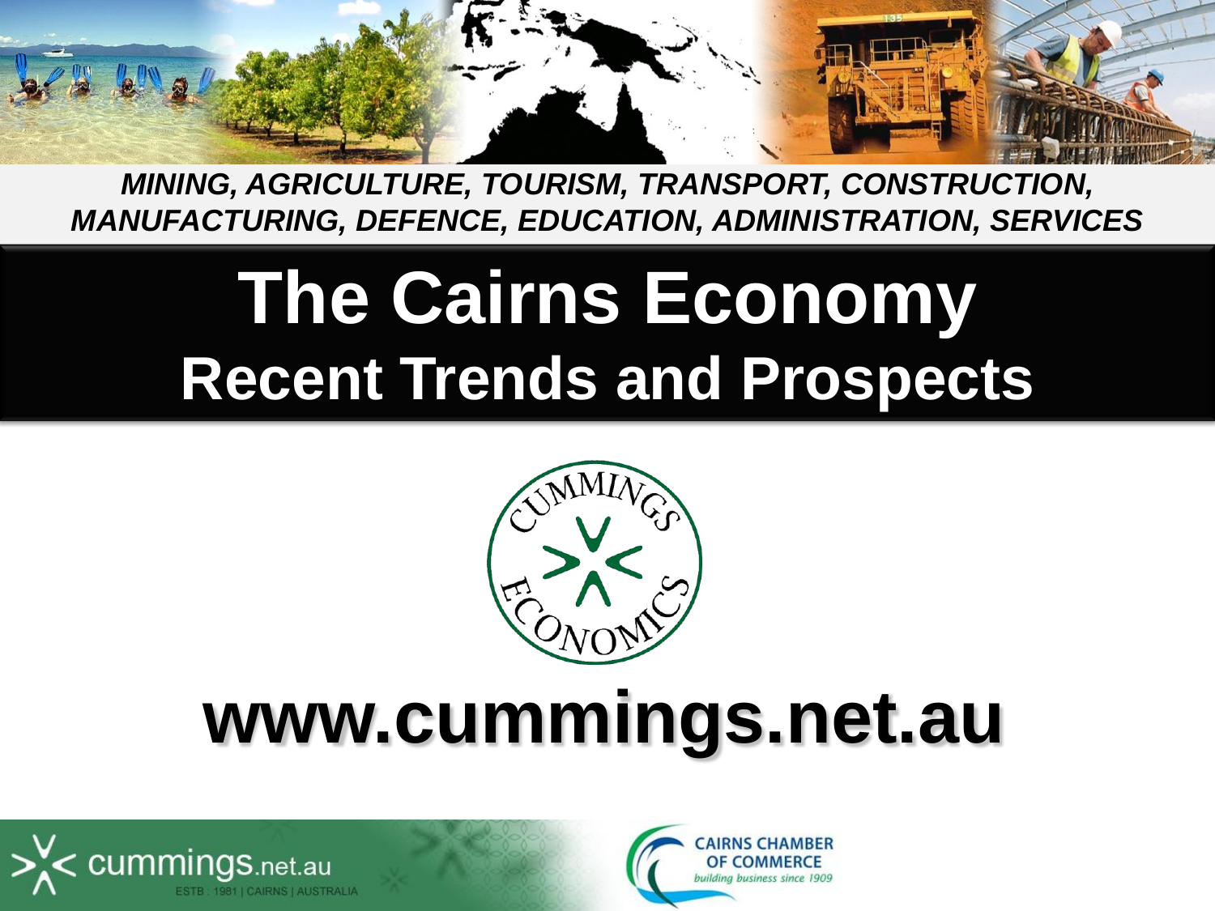***MINING, AGRICULTURE, TOURISM, TRANSPORT, CONSTRUCTION, MANUFACTURING, DEFENCE, EDUCATION, ADMINISTRATION, SERVICES***

# The Cairns Economy

## Recent Trends and Prospects

CUMMINGS ECONOMICS

# www.cummings.net.au

cummings.net.au
ESTB : 1981 | CAIRNS | AUSTRALIA

CAIRNS CHAMBER OF COMMERCE
*building business since 1909*